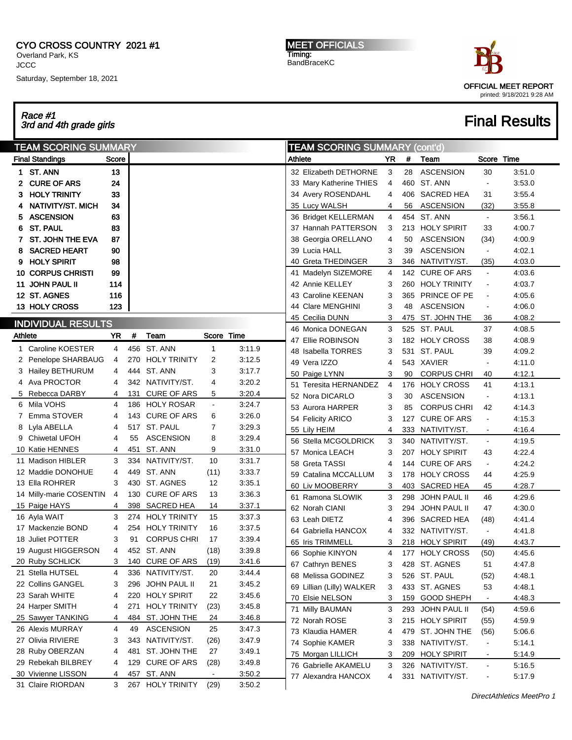CYO CROSS COUNTRY 2021 #1
Overland Park, KS
JCCC
Saturday, September 18, 2021

MEET OFFICIALS
Timing:
BandBraceKC

OFFICIAL MEET REPORT
printed: 9/18/2021 9:28 AM

*Race #1*
*3rd and 4th grade girls*

# Final Results

## TEAM SCORING SUMMARY

| Final Standings | | Score |
|---|---|---|
| 1 | ST. ANN | 13 |
| 2 | CURE OF ARS | 24 |
| 3 | HOLY TRINITY | 33 |
| 4 | NATIVITY/ST. MICH | 34 |
| 5 | ASCENSION | 63 |
| 6 | ST. PAUL | 83 |
| 7 | ST. JOHN THE EVA | 87 |
| 8 | SACRED HEART | 90 |
| 9 | HOLY SPIRIT | 98 |
| 10 | CORPUS CHRISTI | 99 |
| 11 | JOHN PAUL II | 114 |
| 12 | ST. AGNES | 116 |
| 13 | HOLY CROSS | 123 |

## INDIVIDUAL RESULTS

| | Athlete | YR | # | Team | Score | Time |
|---|---|---|---|---|---|---|
| 1 | Caroline KOESTER | 4 | 456 | ST. ANN | 1 | 3:11.9 |
| 2 | Penelope SHARBAUG | 4 | 270 | HOLY TRINITY | 2 | 3:12.5 |
| 3 | Hailey BETHURUM | 4 | 444 | ST. ANN | 3 | 3:17.7 |
| 4 | Ava PROCTOR | 4 | 342 | NATIVITY/ST. | 4 | 3:20.2 |
| 5 | Rebecca DARBY | 4 | 131 | CURE OF ARS | 5 | 3:20.4 |
| 6 | Mila VOHS | 4 | 186 | HOLY ROSAR | - | 3:24.7 |
| 7 | Emma STOVER | 4 | 143 | CURE OF ARS | 6 | 3:26.0 |
| 8 | Lyla ABELLA | 4 | 517 | ST. PAUL | 7 | 3:29.3 |
| 9 | Chiwetal UFOH | 4 | 55 | ASCENSION | 8 | 3:29.4 |
| 10 | Katie HENNES | 4 | 451 | ST. ANN | 9 | 3:31.0 |
| 11 | Madison HIBLER | 3 | 334 | NATIVITY/ST. | 10 | 3:31.7 |
| 12 | Maddie DONOHUE | 4 | 449 | ST. ANN | (11) | 3:33.7 |
| 13 | Ella ROHRER | 3 | 430 | ST. AGNES | 12 | 3:35.1 |
| 14 | Milly-marie COSENTIN | 4 | 130 | CURE OF ARS | 13 | 3:36.3 |
| 15 | Paige HAYS | 4 | 398 | SACRED HEA | 14 | 3:37.1 |
| 16 | Ayla WAIT | 3 | 274 | HOLY TRINITY | 15 | 3:37.3 |
| 17 | Mackenzie BOND | 4 | 254 | HOLY TRINITY | 16 | 3:37.5 |
| 18 | Juliet POTTER | 3 | 91 | CORPUS CHRI | 17 | 3:39.4 |
| 19 | August HIGGERSON | 4 | 452 | ST. ANN | (18) | 3:39.8 |
| 20 | Ruby SCHLICK | 3 | 140 | CURE OF ARS | (19) | 3:41.6 |
| 21 | Stella HUTSEL | 4 | 336 | NATIVITY/ST. | 20 | 3:44.4 |
| 22 | Collins GANGEL | 3 | 296 | JOHN PAUL II | 21 | 3:45.2 |
| 23 | Sarah WHITE | 4 | 220 | HOLY SPIRIT | 22 | 3:45.6 |
| 24 | Harper SMITH | 4 | 271 | HOLY TRINITY | (23) | 3:45.8 |
| 25 | Sawyer TANKING | 4 | 484 | ST. JOHN THE | 24 | 3:46.8 |
| 26 | Alexis MURRAY | 4 | 49 | ASCENSION | 25 | 3:47.3 |
| 27 | Olivia RIVIERE | 3 | 343 | NATIVITY/ST. | (26) | 3:47.9 |
| 28 | Ruby OBERZAN | 4 | 481 | ST. JOHN THE | 27 | 3:49.1 |
| 29 | Rebekah BILBREY | 4 | 129 | CURE OF ARS | (28) | 3:49.8 |
| 30 | Vivienne LISSON | 4 | 457 | ST. ANN | - | 3:50.2 |
| 31 | Claire RIORDAN | 3 | 267 | HOLY TRINITY | (29) | 3:50.2 |
| 32 | Elizabeth DETHORNE | 3 | 28 | ASCENSION | 30 | 3:51.0 |
| 33 | Mary Katherine THIES | 4 | 460 | ST. ANN | - | 3:53.0 |
| 34 | Avery ROSENDAHL | 4 | 406 | SACRED HEA | 31 | 3:55.4 |
| 35 | Lucy WALSH | 4 | 56 | ASCENSION | (32) | 3:55.8 |
| 36 | Bridget KELLERMAN | 4 | 454 | ST. ANN | - | 3:56.1 |
| 37 | Hannah PATTERSON | 3 | 213 | HOLY SPIRIT | 33 | 4:00.7 |
| 38 | Georgia ORELLANO | 4 | 50 | ASCENSION | (34) | 4:00.9 |
| 39 | Lucia HALL | 3 | 39 | ASCENSION | - | 4:02.1 |
| 40 | Greta THEDINGER | 3 | 346 | NATIVITY/ST. | (35) | 4:03.0 |
| 41 | Madelyn SIZEMORE | 4 | 142 | CURE OF ARS | - | 4:03.6 |
| 42 | Annie KELLEY | 3 | 260 | HOLY TRINITY | - | 4:03.7 |
| 43 | Caroline KEENAN | 3 | 365 | PRINCE OF PE | - | 4:05.6 |
| 44 | Clare MENGHINI | 3 | 48 | ASCENSION | - | 4:06.0 |
| 45 | Cecilia DUNN | 3 | 475 | ST. JOHN THE | 36 | 4:08.2 |
| 46 | Monica DONEGAN | 3 | 525 | ST. PAUL | 37 | 4:08.5 |
| 47 | Ellie ROBINSON | 3 | 182 | HOLY CROSS | 38 | 4:08.9 |
| 48 | Isabella TORRES | 3 | 531 | ST. PAUL | 39 | 4:09.2 |
| 49 | Vera IZZO | 4 | 543 | XAVIER | - | 4:11.0 |
| 50 | Paige LYNN | 3 | 90 | CORPUS CHRI | 40 | 4:12.1 |
| 51 | Teresita HERNANDEZ | 4 | 176 | HOLY CROSS | 41 | 4:13.1 |
| 52 | Nora DICARLO | 3 | 30 | ASCENSION | - | 4:13.1 |
| 53 | Aurora HARPER | 3 | 85 | CORPUS CHRI | 42 | 4:14.3 |
| 54 | Felicity ARICO | 3 | 127 | CURE OF ARS | - | 4:15.3 |
| 55 | Lily HEIM | 4 | 333 | NATIVITY/ST. | - | 4:16.4 |
| 56 | Stella MCGOLDRICK | 3 | 340 | NATIVITY/ST. | - | 4:19.5 |
| 57 | Monica LEACH | 3 | 207 | HOLY SPIRIT | 43 | 4:22.4 |
| 58 | Greta TASSI | 4 | 144 | CURE OF ARS | - | 4:24.2 |
| 59 | Catalina MCCALLUM | 3 | 178 | HOLY CROSS | 44 | 4:25.9 |
| 60 | Liv MOOBERRY | 3 | 403 | SACRED HEA | 45 | 4:28.7 |
| 61 | Ramona SLOWIK | 3 | 298 | JOHN PAUL II | 46 | 4:29.6 |
| 62 | Norah CIANI | 3 | 294 | JOHN PAUL II | 47 | 4:30.0 |
| 63 | Leah DIETZ | 4 | 396 | SACRED HEA | (48) | 4:41.4 |
| 64 | Gabriella HANCOX | 4 | 332 | NATIVITY/ST. | - | 4:41.8 |
| 65 | Iris TRIMMELL | 3 | 218 | HOLY SPIRIT | (49) | 4:43.7 |
| 66 | Sophie KINYON | 4 | 177 | HOLY CROSS | (50) | 4:45.6 |
| 67 | Cathryn BENES | 3 | 428 | ST. AGNES | 51 | 4:47.8 |
| 68 | Melissa GODINEZ | 3 | 526 | ST. PAUL | (52) | 4:48.1 |
| 69 | Lillian (Lilly) WALKER | 3 | 433 | ST. AGNES | 53 | 4:48.1 |
| 70 | Elsie NELSON | 3 | 159 | GOOD SHEPH | - | 4:48.3 |
| 71 | Milly BAUMAN | 3 | 293 | JOHN PAUL II | (54) | 4:59.6 |
| 72 | Norah ROSE | 3 | 215 | HOLY SPIRIT | (55) | 4:59.9 |
| 73 | Klaudia HAMER | 4 | 479 | ST. JOHN THE | (56) | 5:06.6 |
| 74 | Sophie KAMER | 3 | 338 | NATIVITY/ST. | - | 5:14.1 |
| 75 | Morgan LILLICH | 3 | 209 | HOLY SPIRIT | - | 5:14.9 |
| 76 | Gabrielle AKAMELU | 3 | 326 | NATIVITY/ST. | - | 5:16.5 |
| 77 | Alexandra HANCOX | 4 | 331 | NATIVITY/ST. | - | 5:17.9 |

*DirectAthletics MeetPro 1*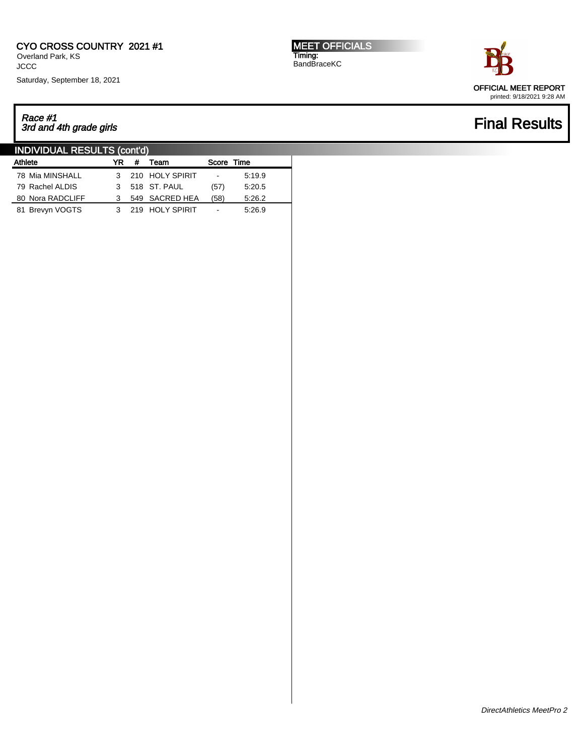CYO CROSS COUNTRY 2021 #1
Overland Park, KS
JCCC
Saturday, September 18, 2021

MEET OFFICIALS
Timing:
BandBraceKC

OFFICIAL MEET REPORT
printed: 9/18/2021 9:28 AM

## *Race #1*
## *3rd and 4th grade girls*

# Final Results

### INDIVIDUAL RESULTS (cont'd)

| Athlete | YR | # | Team | Score | Time |
|---|---|---|---|---|---|
| 78 Mia MINSHALL | 3 | 210 | HOLY SPIRIT | - | 5:19.9 |
| 79 Rachel ALDIS | 3 | 518 | ST. PAUL | (57) | 5:20.5 |
| 80 Nora RADCLIFF | 3 | 549 | SACRED HEA | (58) | 5:26.2 |
| 81 Brevyn VOGTS | 3 | 219 | HOLY SPIRIT | - | 5:26.9 |

*DirectAthletics MeetPro 2*